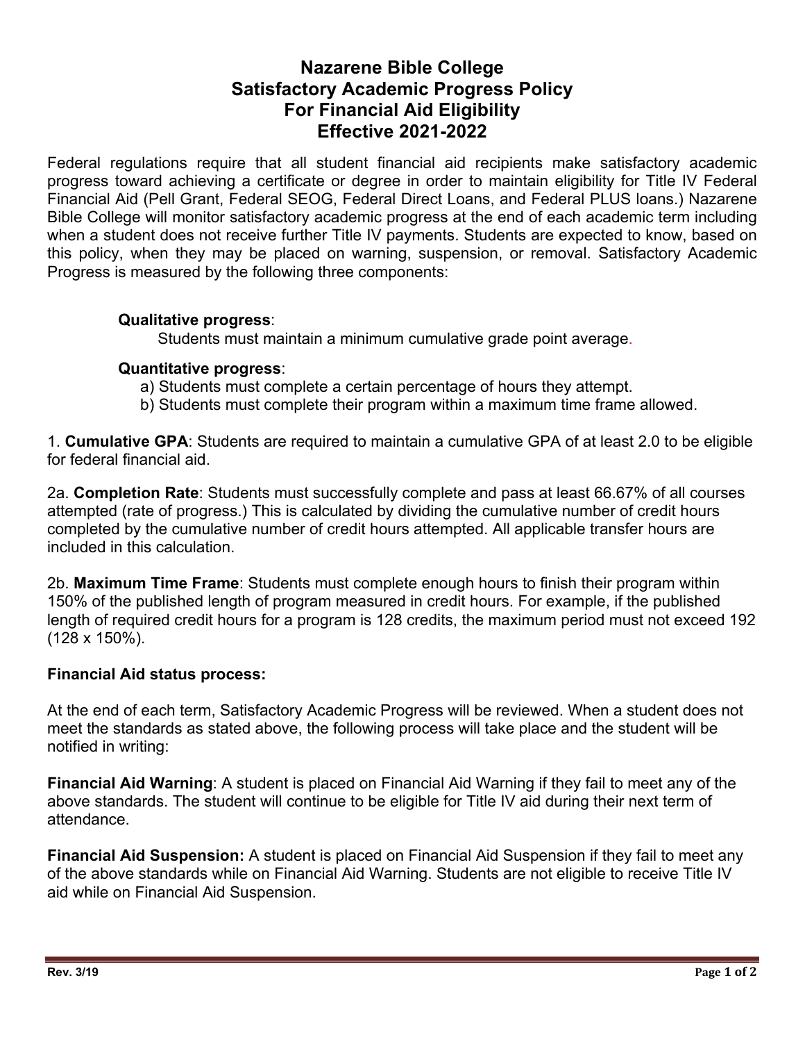# Nazarene Bible College
# Satisfactory Academic Progress Policy
# For Financial Aid Eligibility
# Effective 2021-2022

Federal regulations require that all student financial aid recipients make satisfactory academic progress toward achieving a certificate or degree in order to maintain eligibility for Title IV Federal Financial Aid (Pell Grant, Federal SEOG, Federal Direct Loans, and Federal PLUS loans.) Nazarene Bible College will monitor satisfactory academic progress at the end of each academic term including when a student does not receive further Title IV payments. Students are expected to know, based on this policy, when they may be placed on warning, suspension, or removal. Satisfactory Academic Progress is measured by the following three components:

**Qualitative progress**:

Students must maintain a minimum cumulative grade point average.

**Quantitative progress**:

a) Students must complete a certain percentage of hours they attempt.
b) Students must complete their program within a maximum time frame allowed.

1. **Cumulative GPA**: Students are required to maintain a cumulative GPA of at least 2.0 to be eligible for federal financial aid.

2a. **Completion Rate**: Students must successfully complete and pass at least 66.67% of all courses attempted (rate of progress.) This is calculated by dividing the cumulative number of credit hours completed by the cumulative number of credit hours attempted. All applicable transfer hours are included in this calculation.

2b. **Maximum Time Frame**: Students must complete enough hours to finish their program within 150% of the published length of program measured in credit hours. For example, if the published length of required credit hours for a program is 128 credits, the maximum period must not exceed 192 (128 x 150%).

**Financial Aid status process:**

At the end of each term, Satisfactory Academic Progress will be reviewed. When a student does not meet the standards as stated above, the following process will take place and the student will be notified in writing:

**Financial Aid Warning**: A student is placed on Financial Aid Warning if they fail to meet any of the above standards. The student will continue to be eligible for Title IV aid during their next term of attendance.

**Financial Aid Suspension:** A student is placed on Financial Aid Suspension if they fail to meet any of the above standards while on Financial Aid Warning. Students are not eligible to receive Title IV aid while on Financial Aid Suspension.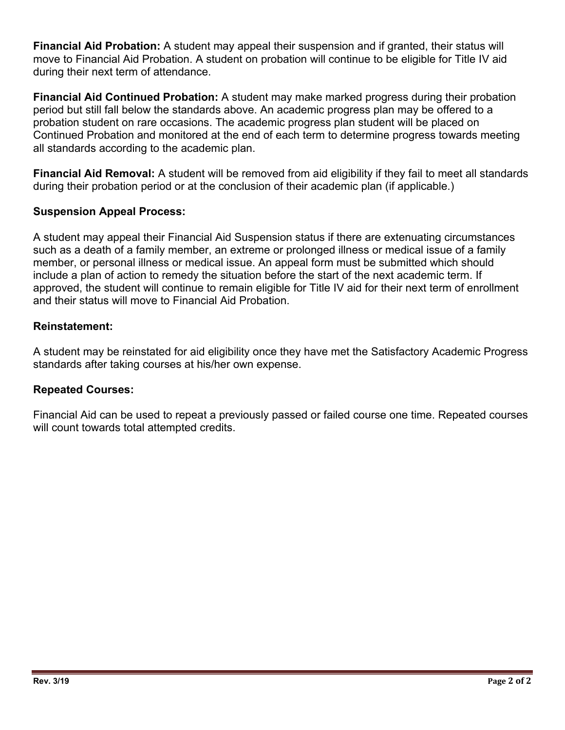**Financial Aid Probation:** A student may appeal their suspension and if granted, their status will move to Financial Aid Probation. A student on probation will continue to be eligible for Title IV aid during their next term of attendance.

**Financial Aid Continued Probation:** A student may make marked progress during their probation period but still fall below the standards above. An academic progress plan may be offered to a probation student on rare occasions. The academic progress plan student will be placed on Continued Probation and monitored at the end of each term to determine progress towards meeting all standards according to the academic plan.

**Financial Aid Removal:** A student will be removed from aid eligibility if they fail to meet all standards during their probation period or at the conclusion of their academic plan (if applicable.)

**Suspension Appeal Process:**

A student may appeal their Financial Aid Suspension status if there are extenuating circumstances such as a death of a family member, an extreme or prolonged illness or medical issue of a family member, or personal illness or medical issue. An appeal form must be submitted which should include a plan of action to remedy the situation before the start of the next academic term. If approved, the student will continue to remain eligible for Title IV aid for their next term of enrollment and their status will move to Financial Aid Probation.

**Reinstatement:**

A student may be reinstated for aid eligibility once they have met the Satisfactory Academic Progress standards after taking courses at his/her own expense.

**Repeated Courses:**

Financial Aid can be used to repeat a previously passed or failed course one time. Repeated courses will count towards total attempted credits.

Rev. 3/19